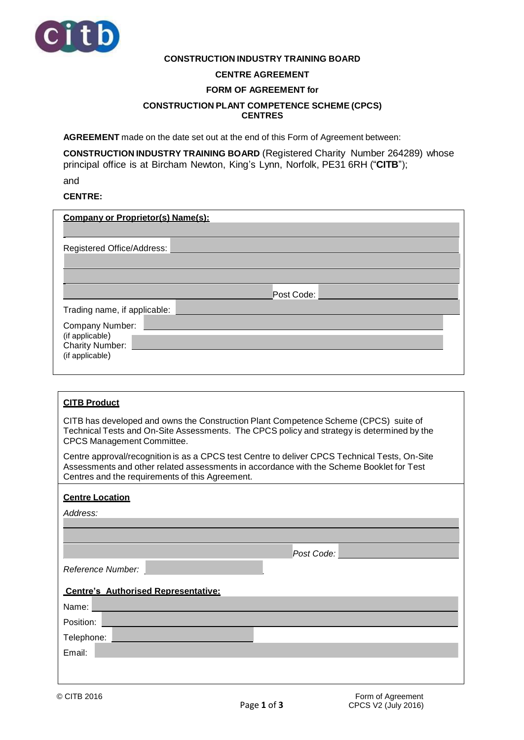**CONSTRUCTION INDUSTRY TRAINING BOARD**

**CENTRE AGREEMENT**

**FORM OF AGREEMENT for**

**CONSTRUCTION PLANT COMPETENCE SCHEME (CPCS) CENTRES**

**AGREEMENT** made on the date set out at the end of this Form of Agreement between:

**CONSTRUCTION INDUSTRY TRAINING BOARD** (Registered Charity Number 264289) whose principal office is at Bircham Newton, King's Lynn, Norfolk, PE31 6RH ("**CITB**");

and

**CENTRE:**

**Company or Proprietor(s) Name(s):**

Registered Office/Address:

Post Code:

Trading name, if applicable:

Company Number:
(if applicable)

Charity Number:
(if applicable)

**CITB Product**

CITB has developed and owns the Construction Plant Competence Scheme (CPCS) suite of Technical Tests and On-Site Assessments. The CPCS policy and strategy is determined by the CPCS Management Committee.

Centre approval/recognition is as a CPCS test Centre to deliver CPCS Technical Tests, On-Site Assessments and other related assessments in accordance with the Scheme Booklet for Test Centres and the requirements of this Agreement.

**Centre Location**

*Address:*

*Post Code:*

*Reference Number:*

**Centre's Authorised Representative:**

Name:

Position:

Telephone:

Email:

© CITB 2016

Form of Agreement
CPCS V2 (July 2016)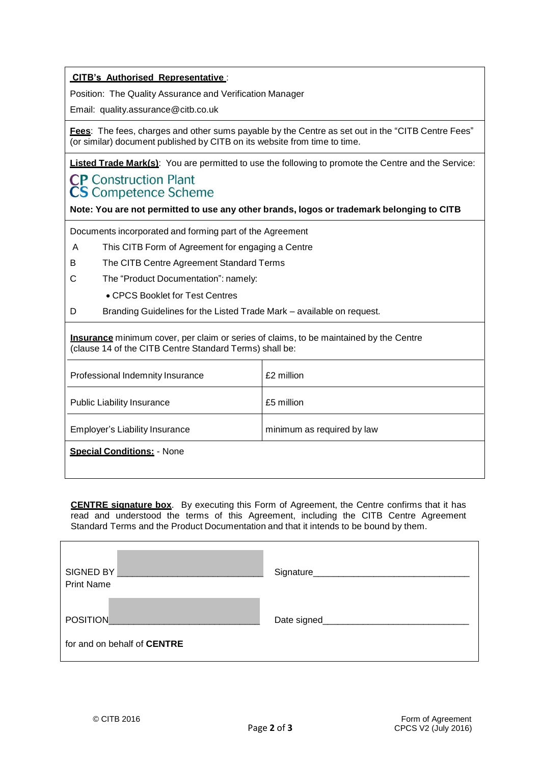**CITB's Authorised Representative** :

Position: The Quality Assurance and Verification Manager

Email: quality.assurance@citb.co.uk

**Fees**: The fees, charges and other sums payable by the Centre as set out in the "CITB Centre Fees" (or similar) document published by CITB on its website from time to time.

**Listed Trade Mark(s)**: You are permitted to use the following to promote the Centre and the Service:

CP Construction Plant
CS Competence Scheme

**Note: You are not permitted to use any other brands, logos or trademark belonging to CITB**

Documents incorporated and forming part of the Agreement

A  This CITB Form of Agreement for engaging a Centre

B  The CITB Centre Agreement Standard Terms

C  The "Product Documentation": namely:

- CPCS Booklet for Test Centres

D  Branding Guidelines for the Listed Trade Mark – available on request.

**Insurance** minimum cover, per claim or series of claims, to be maintained by the Centre (clause 14 of the CITB Centre Standard Terms) shall be:

| | |
|---|---|
| Professional Indemnity Insurance | £2 million |
| Public Liability Insurance | £5 million |
| Employer's Liability Insurance | minimum as required by law |

**Special Conditions:** - None

**CENTRE signature box**. By executing this Form of Agreement, the Centre confirms that it has read and understood the terms of this Agreement, including the CITB Centre Agreement Standard Terms and the Product Documentation and that it intends to be bound by them.

| | |
|---|---|
| SIGNED BY ____________________________ Print Name | Signature______________________________ |
| POSITION_____________________________ | Date signed____________________________ |
| for and on behalf of **CENTRE** | |

© CITB 2016

Form of Agreement CPCS V2 (July 2016)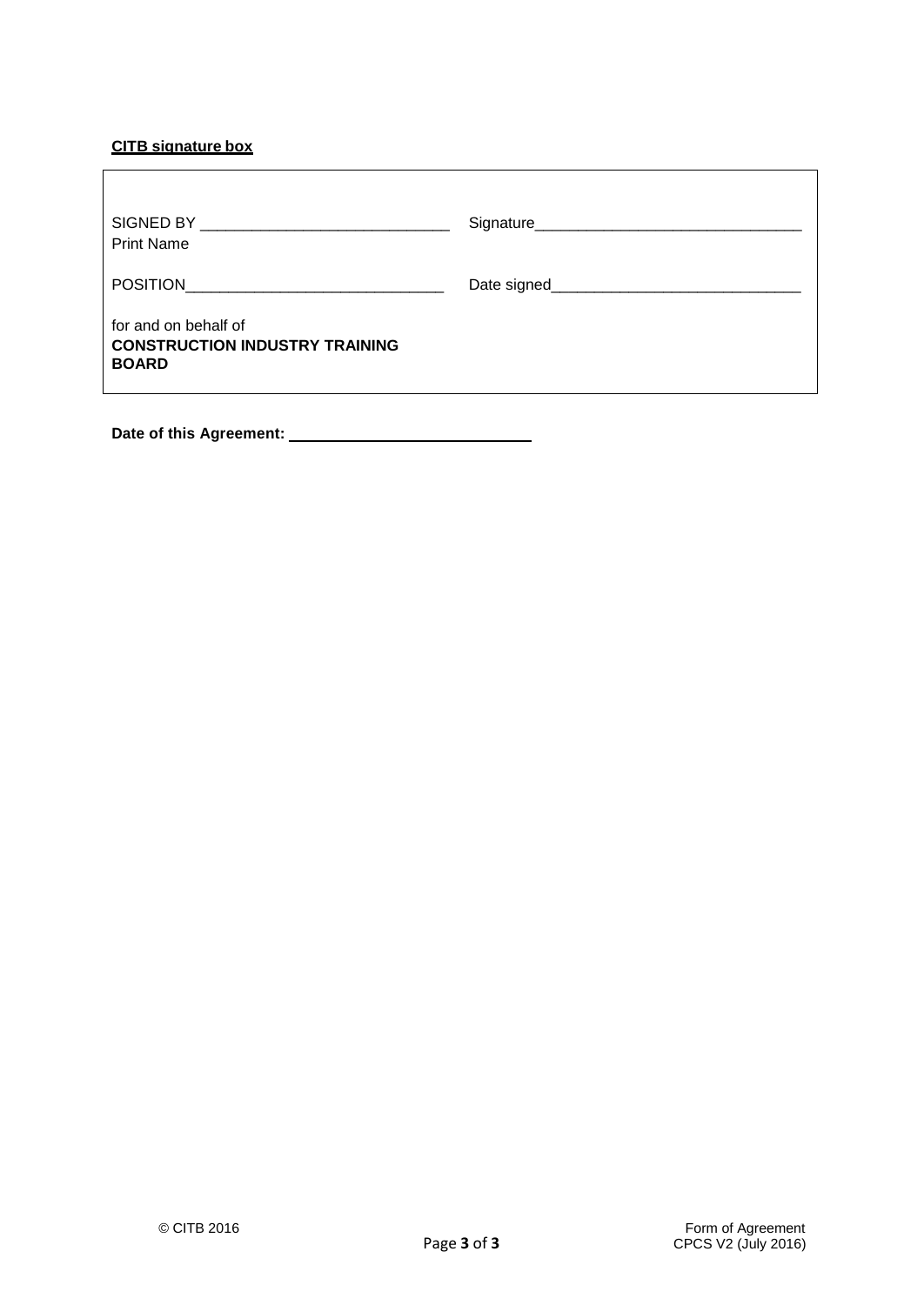**CITB signature box**

| | |
|---|---|
| SIGNED BY \_\_\_\_\_\_\_\_\_\_\_\_\_\_\_\_\_\_\_\_\_\_\_\_\_\_\_\_\_<br>Print Name | Signature\_\_\_\_\_\_\_\_\_\_\_\_\_\_\_\_\_\_\_\_\_\_\_\_\_\_\_\_\_\_\_ |
| POSITION\_\_\_\_\_\_\_\_\_\_\_\_\_\_\_\_\_\_\_\_\_\_\_\_\_\_\_\_\_\_ | Date signed\_\_\_\_\_\_\_\_\_\_\_\_\_\_\_\_\_\_\_\_\_\_\_\_\_\_\_\_\_ |
| for and on behalf of<br>**CONSTRUCTION INDUSTRY TRAINING BOARD** | |

**Date of this Agreement:** \_\_\_\_\_\_\_\_\_\_\_\_\_\_\_\_\_\_\_\_\_\_\_\_\_\_\_\_

© CITB 2016

Form of Agreement
CPCS V2 (July 2016)